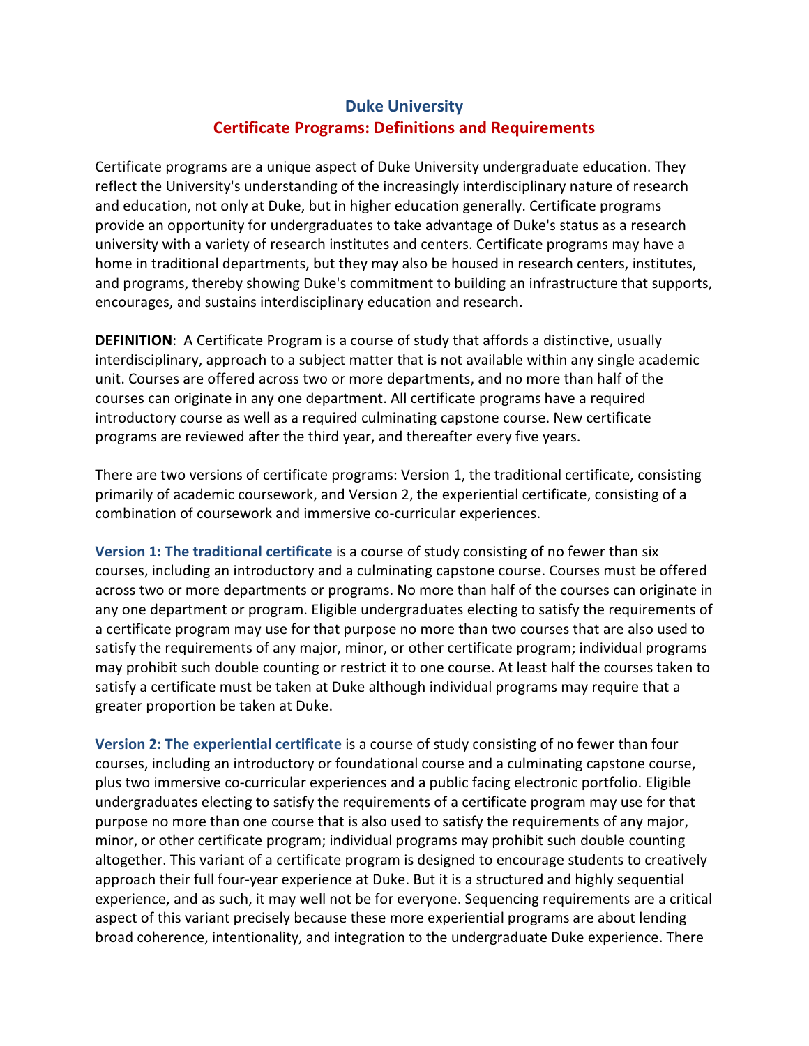# Duke University

## Certificate Programs: Definitions and Requirements

Certificate programs are a unique aspect of Duke University undergraduate education. They reflect the University's understanding of the increasingly interdisciplinary nature of research and education, not only at Duke, but in higher education generally. Certificate programs provide an opportunity for undergraduates to take advantage of Duke's status as a research university with a variety of research institutes and centers. Certificate programs may have a home in traditional departments, but they may also be housed in research centers, institutes, and programs, thereby showing Duke's commitment to building an infrastructure that supports, encourages, and sustains interdisciplinary education and research.

**DEFINITION**: A Certificate Program is a course of study that affords a distinctive, usually interdisciplinary, approach to a subject matter that is not available within any single academic unit. Courses are offered across two or more departments, and no more than half of the courses can originate in any one department. All certificate programs have a required introductory course as well as a required culminating capstone course. New certificate programs are reviewed after the third year, and thereafter every five years.

There are two versions of certificate programs: Version 1, the traditional certificate, consisting primarily of academic coursework, and Version 2, the experiential certificate, consisting of a combination of coursework and immersive co-curricular experiences.

**Version 1: The traditional certificate** is a course of study consisting of no fewer than six courses, including an introductory and a culminating capstone course. Courses must be offered across two or more departments or programs. No more than half of the courses can originate in any one department or program. Eligible undergraduates electing to satisfy the requirements of a certificate program may use for that purpose no more than two courses that are also used to satisfy the requirements of any major, minor, or other certificate program; individual programs may prohibit such double counting or restrict it to one course. At least half the courses taken to satisfy a certificate must be taken at Duke although individual programs may require that a greater proportion be taken at Duke.

**Version 2: The experiential certificate** is a course of study consisting of no fewer than four courses, including an introductory or foundational course and a culminating capstone course, plus two immersive co-curricular experiences and a public facing electronic portfolio. Eligible undergraduates electing to satisfy the requirements of a certificate program may use for that purpose no more than one course that is also used to satisfy the requirements of any major, minor, or other certificate program; individual programs may prohibit such double counting altogether. This variant of a certificate program is designed to encourage students to creatively approach their full four-year experience at Duke. But it is a structured and highly sequential experience, and as such, it may well not be for everyone. Sequencing requirements are a critical aspect of this variant precisely because these more experiential programs are about lending broad coherence, intentionality, and integration to the undergraduate Duke experience. There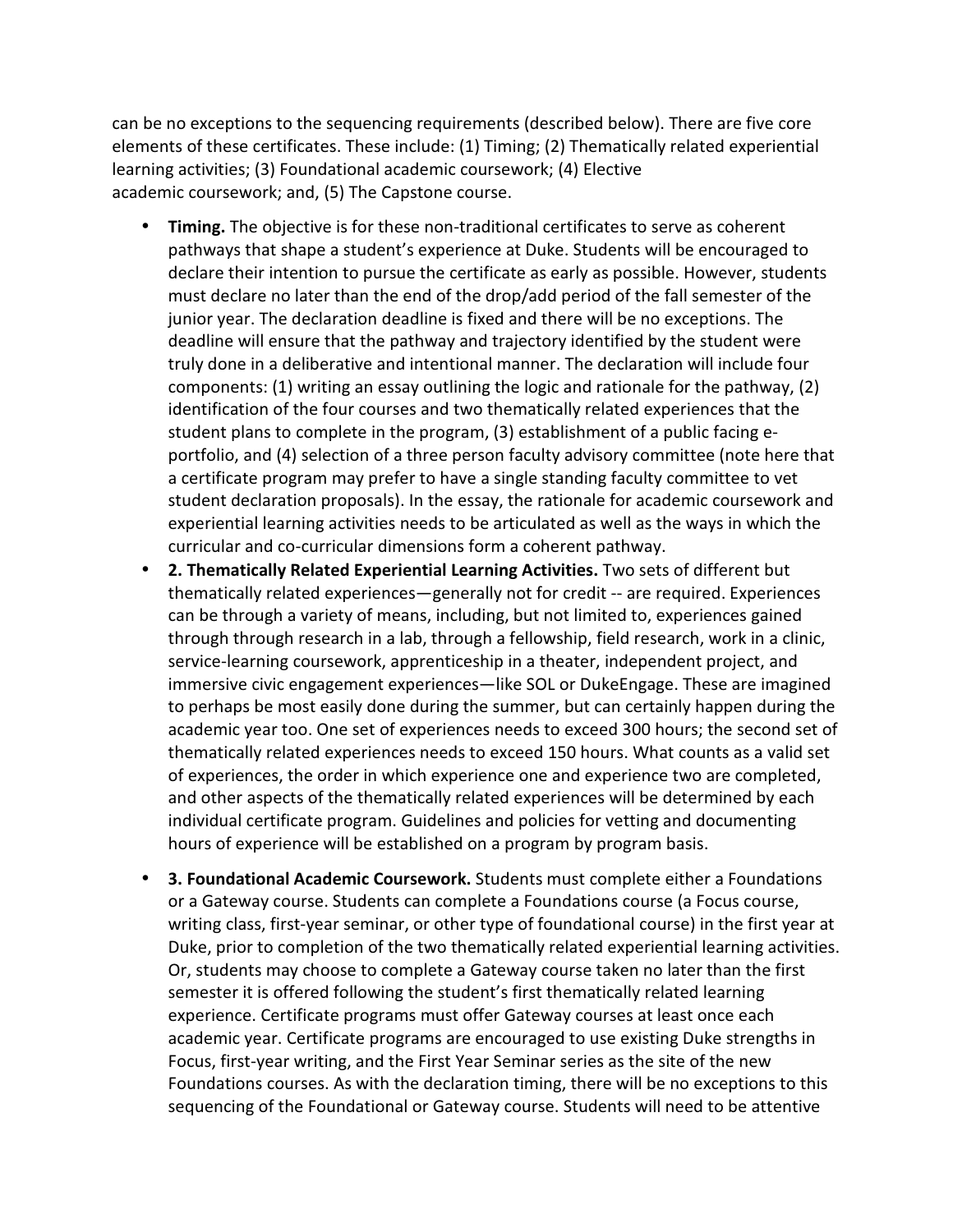can be no exceptions to the sequencing requirements (described below). There are five core elements of these certificates. These include: (1) Timing; (2) Thematically related experiential learning activities; (3) Foundational academic coursework; (4) Elective academic coursework; and, (5) The Capstone course.

- **Timing.** The objective is for these non-traditional certificates to serve as coherent pathways that shape a student's experience at Duke. Students will be encouraged to declare their intention to pursue the certificate as early as possible. However, students must declare no later than the end of the drop/add period of the fall semester of the junior year. The declaration deadline is fixed and there will be no exceptions. The deadline will ensure that the pathway and trajectory identified by the student were truly done in a deliberative and intentional manner. The declaration will include four components: (1) writing an essay outlining the logic and rationale for the pathway, (2) identification of the four courses and two thematically related experiences that the student plans to complete in the program, (3) establishment of a public facing e-portfolio, and (4) selection of a three person faculty advisory committee (note here that a certificate program may prefer to have a single standing faculty committee to vet student declaration proposals). In the essay, the rationale for academic coursework and experiential learning activities needs to be articulated as well as the ways in which the curricular and co-curricular dimensions form a coherent pathway.
- **2. Thematically Related Experiential Learning Activities.** Two sets of different but thematically related experiences—generally not for credit -- are required. Experiences can be through a variety of means, including, but not limited to, experiences gained through through research in a lab, through a fellowship, field research, work in a clinic, service-learning coursework, apprenticeship in a theater, independent project, and immersive civic engagement experiences—like SOL or DukeEngage. These are imagined to perhaps be most easily done during the summer, but can certainly happen during the academic year too. One set of experiences needs to exceed 300 hours; the second set of thematically related experiences needs to exceed 150 hours. What counts as a valid set of experiences, the order in which experience one and experience two are completed, and other aspects of the thematically related experiences will be determined by each individual certificate program. Guidelines and policies for vetting and documenting hours of experience will be established on a program by program basis.
- **3. Foundational Academic Coursework.** Students must complete either a Foundations or a Gateway course. Students can complete a Foundations course (a Focus course, writing class, first-year seminar, or other type of foundational course) in the first year at Duke, prior to completion of the two thematically related experiential learning activities. Or, students may choose to complete a Gateway course taken no later than the first semester it is offered following the student's first thematically related learning experience. Certificate programs must offer Gateway courses at least once each academic year. Certificate programs are encouraged to use existing Duke strengths in Focus, first-year writing, and the First Year Seminar series as the site of the new Foundations courses. As with the declaration timing, there will be no exceptions to this sequencing of the Foundational or Gateway course. Students will need to be attentive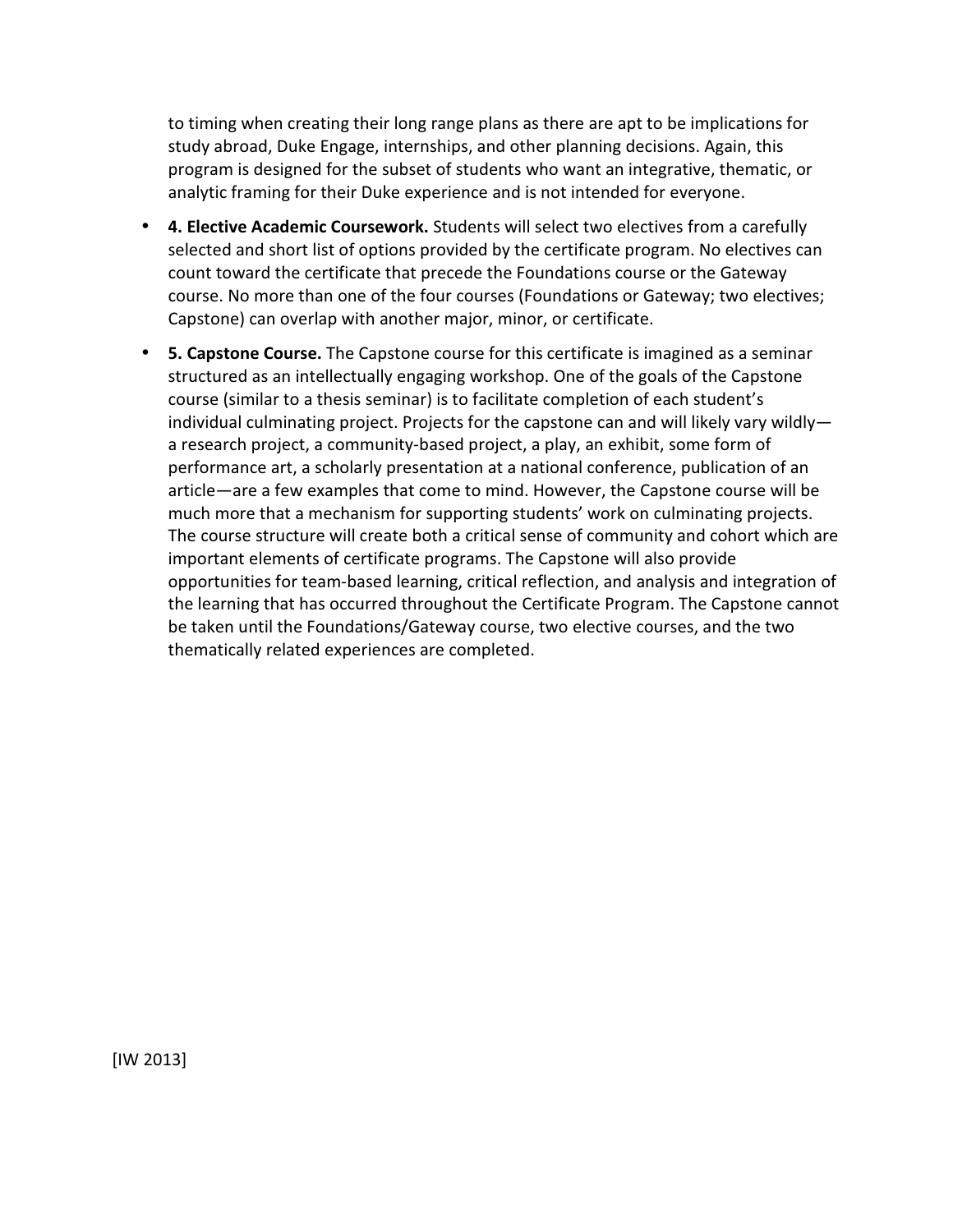to timing when creating their long range plans as there are apt to be implications for study abroad, Duke Engage, internships, and other planning decisions. Again, this program is designed for the subset of students who want an integrative, thematic, or analytic framing for their Duke experience and is not intended for everyone.

- **4. Elective Academic Coursework.** Students will select two electives from a carefully selected and short list of options provided by the certificate program. No electives can count toward the certificate that precede the Foundations course or the Gateway course. No more than one of the four courses (Foundations or Gateway; two electives; Capstone) can overlap with another major, minor, or certificate.

- **5. Capstone Course.** The Capstone course for this certificate is imagined as a seminar structured as an intellectually engaging workshop. One of the goals of the Capstone course (similar to a thesis seminar) is to facilitate completion of each student's individual culminating project. Projects for the capstone can and will likely vary wildly—a research project, a community-based project, a play, an exhibit, some form of performance art, a scholarly presentation at a national conference, publication of an article—are a few examples that come to mind. However, the Capstone course will be much more that a mechanism for supporting students' work on culminating projects. The course structure will create both a critical sense of community and cohort which are important elements of certificate programs. The Capstone will also provide opportunities for team-based learning, critical reflection, and analysis and integration of the learning that has occurred throughout the Certificate Program. The Capstone cannot be taken until the Foundations/Gateway course, two elective courses, and the two thematically related experiences are completed.

[IW 2013]